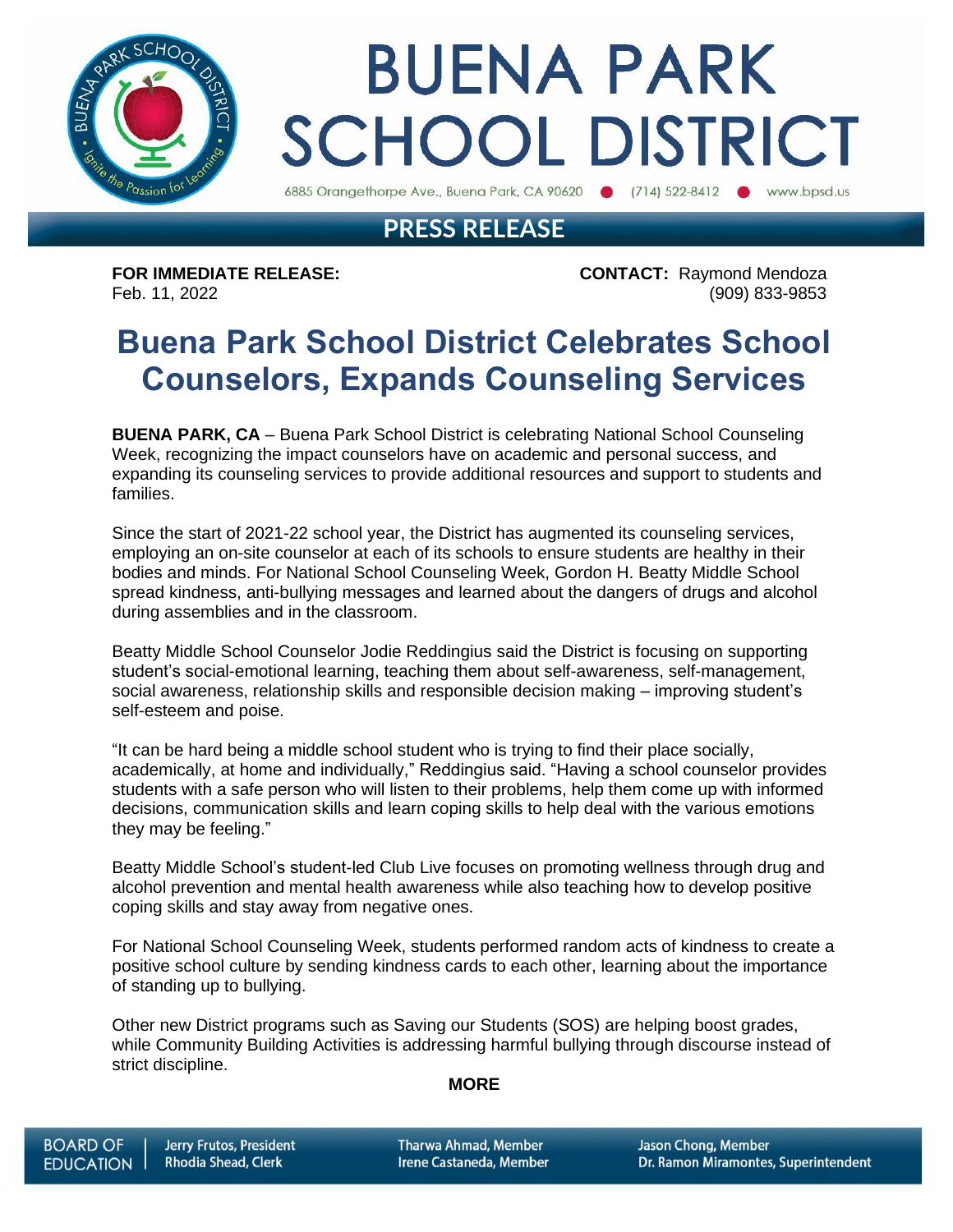# BUENA PARK SCHOOL DISTRICT

6885 Orangethorpe Ave., Buena Park, CA 90620 • (714) 522-8412 • www.bpsd.us

## PRESS RELEASE

**FOR IMMEDIATE RELEASE:**
Feb. 11, 2022

**CONTACT:** Raymond Mendoza
(909) 833-9853

# Buena Park School District Celebrates School Counselors, Expands Counseling Services

**BUENA PARK, CA** – Buena Park School District is celebrating National School Counseling Week, recognizing the impact counselors have on academic and personal success, and expanding its counseling services to provide additional resources and support to students and families.

Since the start of 2021-22 school year, the District has augmented its counseling services, employing an on-site counselor at each of its schools to ensure students are healthy in their bodies and minds. For National School Counseling Week, Gordon H. Beatty Middle School spread kindness, anti-bullying messages and learned about the dangers of drugs and alcohol during assemblies and in the classroom.

Beatty Middle School Counselor Jodie Reddingius said the District is focusing on supporting student's social-emotional learning, teaching them about self-awareness, self-management, social awareness, relationship skills and responsible decision making – improving student's self-esteem and poise.

"It can be hard being a middle school student who is trying to find their place socially, academically, at home and individually," Reddingius said. "Having a school counselor provides students with a safe person who will listen to their problems, help them come up with informed decisions, communication skills and learn coping skills to help deal with the various emotions they may be feeling."

Beatty Middle School's student-led Club Live focuses on promoting wellness through drug and alcohol prevention and mental health awareness while also teaching how to develop positive coping skills and stay away from negative ones.

For National School Counseling Week, students performed random acts of kindness to create a positive school culture by sending kindness cards to each other, learning about the importance of standing up to bullying.

Other new District programs such as Saving our Students (SOS) are helping boost grades, while Community Building Activities is addressing harmful bullying through discourse instead of strict discipline.

**MORE**

BOARD OF EDUCATION | Jerry Frutos, President | Rhodia Shead, Clerk | Tharwa Ahmad, Member | Irene Castaneda, Member | Jason Chong, Member | Dr. Ramon Miramontes, Superintendent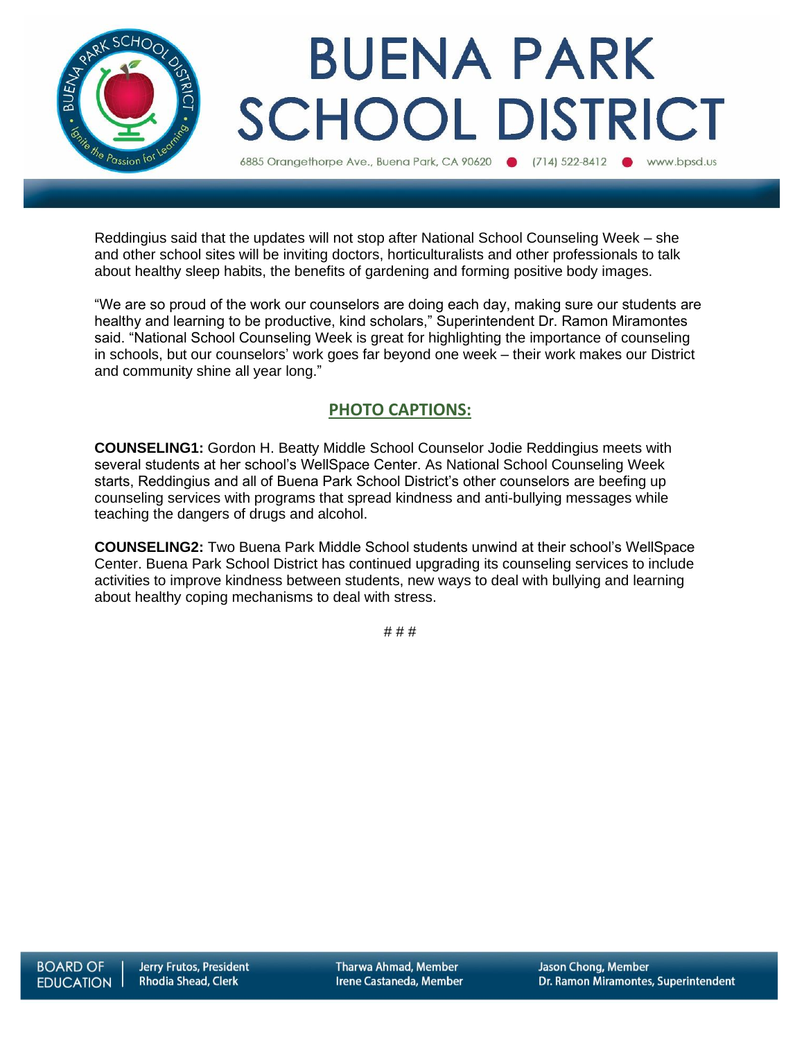Reddingius said that the updates will not stop after National School Counseling Week – she and other school sites will be inviting doctors, horticulturalists and other professionals to talk about healthy sleep habits, the benefits of gardening and forming positive body images.

"We are so proud of the work our counselors are doing each day, making sure our students are healthy and learning to be productive, kind scholars," Superintendent Dr. Ramon Miramontes said. "National School Counseling Week is great for highlighting the importance of counseling in schools, but our counselors' work goes far beyond one week – their work makes our District and community shine all year long."

## PHOTO CAPTIONS:

**COUNSELING1:** Gordon H. Beatty Middle School Counselor Jodie Reddingius meets with several students at her school's WellSpace Center. As National School Counseling Week starts, Reddingius and all of Buena Park School District's other counselors are beefing up counseling services with programs that spread kindness and anti-bullying messages while teaching the dangers of drugs and alcohol.

**COUNSELING2:** Two Buena Park Middle School students unwind at their school's WellSpace Center. Buena Park School District has continued upgrading its counseling services to include activities to improve kindness between students, new ways to deal with bullying and learning about healthy coping mechanisms to deal with stress.

# # #